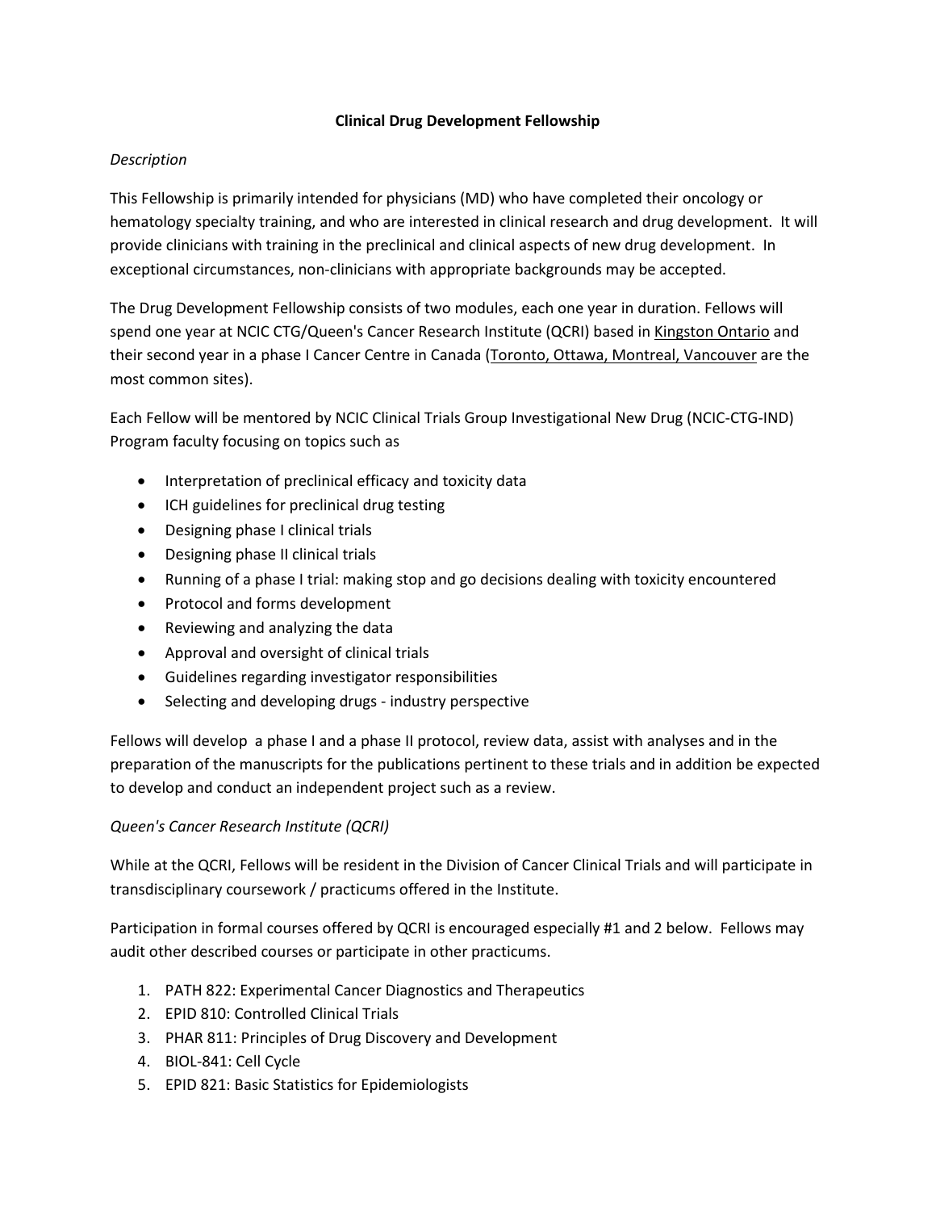# Clinical Drug Development Fellowship

*Description*

This Fellowship is primarily intended for physicians (MD) who have completed their oncology or hematology specialty training, and who are interested in clinical research and drug development. It will provide clinicians with training in the preclinical and clinical aspects of new drug development. In exceptional circumstances, non-clinicians with appropriate backgrounds may be accepted.

The Drug Development Fellowship consists of two modules, each one year in duration. Fellows will spend one year at NCIC CTG/Queen's Cancer Research Institute (QCRI) based in Kingston Ontario and their second year in a phase I Cancer Centre in Canada (Toronto, Ottawa, Montreal, Vancouver are the most common sites).

Each Fellow will be mentored by NCIC Clinical Trials Group Investigational New Drug (NCIC-CTG-IND) Program faculty focusing on topics such as

- Interpretation of preclinical efficacy and toxicity data
- ICH guidelines for preclinical drug testing
- Designing phase I clinical trials
- Designing phase II clinical trials
- Running of a phase I trial: making stop and go decisions dealing with toxicity encountered
- Protocol and forms development
- Reviewing and analyzing the data
- Approval and oversight of clinical trials
- Guidelines regarding investigator responsibilities
- Selecting and developing drugs - industry perspective

Fellows will develop a phase I and a phase II protocol, review data, assist with analyses and in the preparation of the manuscripts for the publications pertinent to these trials and in addition be expected to develop and conduct an independent project such as a review.

*Queen's Cancer Research Institute (QCRI)*

While at the QCRI, Fellows will be resident in the Division of Cancer Clinical Trials and will participate in transdisciplinary coursework / practicums offered in the Institute.

Participation in formal courses offered by QCRI is encouraged especially #1 and 2 below. Fellows may audit other described courses or participate in other practicums.

1. PATH 822: Experimental Cancer Diagnostics and Therapeutics
2. EPID 810: Controlled Clinical Trials
3. PHAR 811: Principles of Drug Discovery and Development
4. BIOL-841: Cell Cycle
5. EPID 821: Basic Statistics for Epidemiologists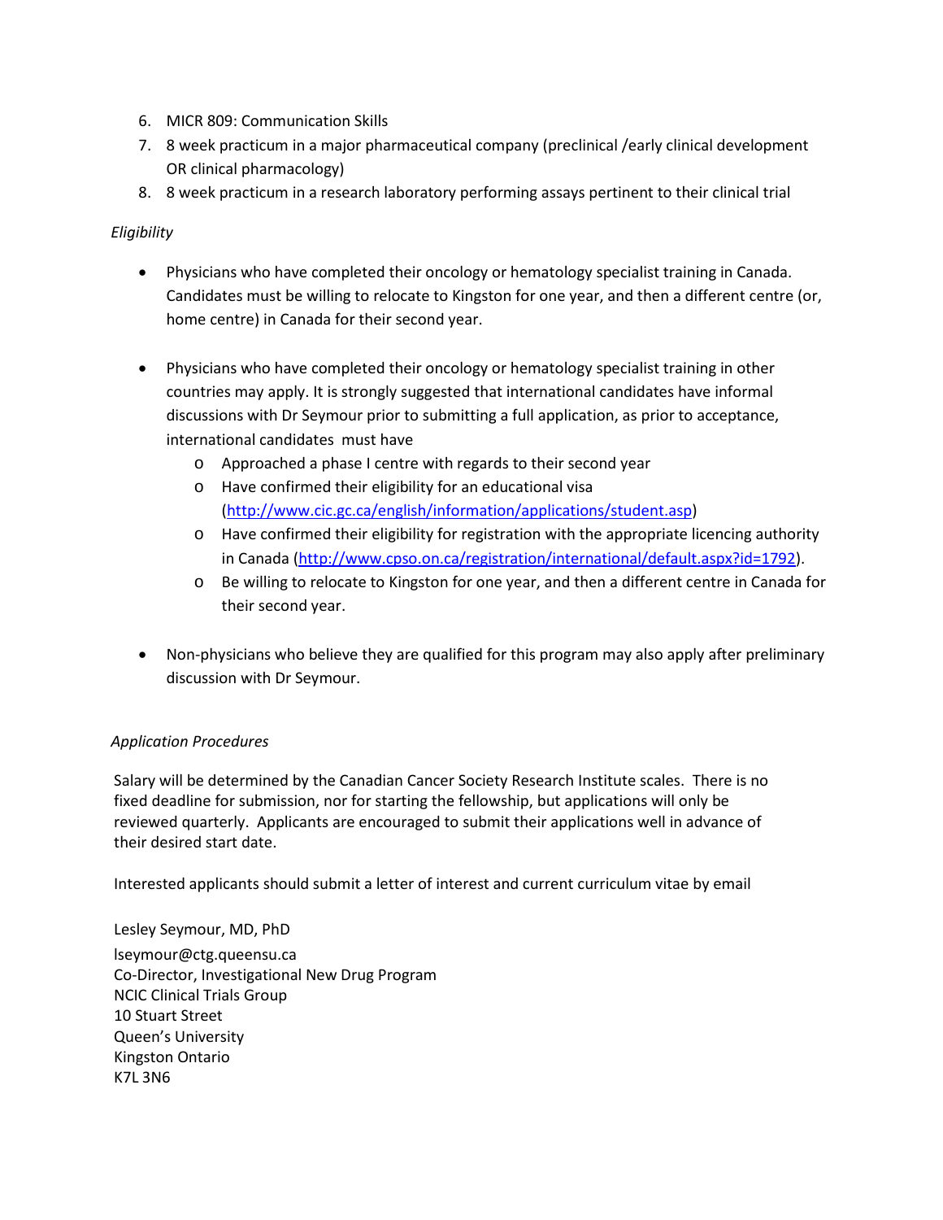6. MICR 809: Communication Skills
7. 8 week practicum in a major pharmaceutical company (preclinical /early clinical development OR clinical pharmacology)
8. 8 week practicum in a research laboratory performing assays pertinent to their clinical trial

*Eligibility*

- Physicians who have completed their oncology or hematology specialist training in Canada. Candidates must be willing to relocate to Kingston for one year, and then a different centre (or, home centre) in Canada for their second year.

- Physicians who have completed their oncology or hematology specialist training in other countries may apply. It is strongly suggested that international candidates have informal discussions with Dr Seymour prior to submitting a full application, as prior to acceptance, international candidates must have
  - Approached a phase I centre with regards to their second year
  - Have confirmed their eligibility for an educational visa (http://www.cic.gc.ca/english/information/applications/student.asp)
  - Have confirmed their eligibility for registration with the appropriate licencing authority in Canada (http://www.cpso.on.ca/registration/international/default.aspx?id=1792).
  - Be willing to relocate to Kingston for one year, and then a different centre in Canada for their second year.

- Non-physicians who believe they are qualified for this program may also apply after preliminary discussion with Dr Seymour.

*Application Procedures*

Salary will be determined by the Canadian Cancer Society Research Institute scales. There is no fixed deadline for submission, nor for starting the fellowship, but applications will only be reviewed quarterly. Applicants are encouraged to submit their applications well in advance of their desired start date.

Interested applicants should submit a letter of interest and current curriculum vitae by email

Lesley Seymour, MD, PhD
lseymour@ctg.queensu.ca
Co-Director, Investigational New Drug Program
NCIC Clinical Trials Group
10 Stuart Street
Queen's University
Kingston Ontario
K7L 3N6